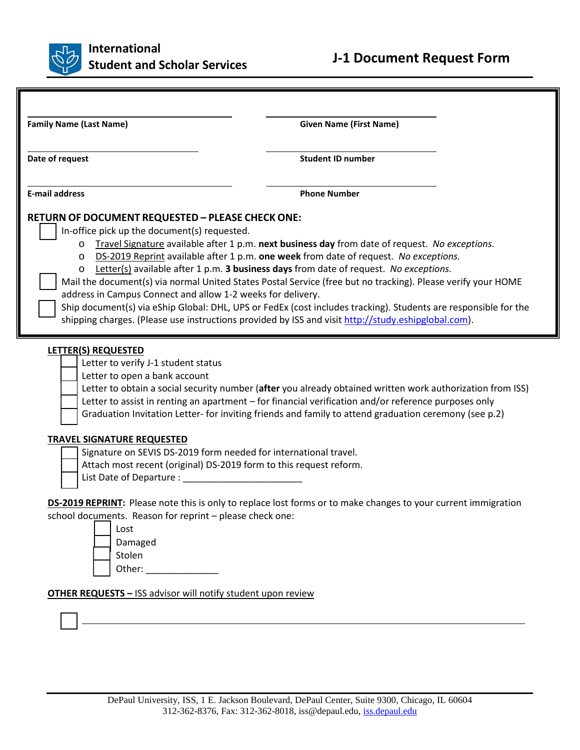**International Student and Scholar Services**

# J-1 Document Request Form

**Family Name (Last Name)** ______________________ **Given Name (First Name)** ______________________

**Date of request** ______________________ **Student ID number** ______________________

**E-mail address** ______________________ **Phone Number** ______________________

**RETURN OF DOCUMENT REQUESTED – PLEASE CHECK ONE:**

- ☐ In-office pick up the document(s) requested.
  - Travel Signature available after 1 p.m. **next business day** from date of request. *No exceptions.*
  - DS-2019 Reprint available after 1 p.m. **one week** from date of request. *No exceptions.*
  - Letter(s) available after 1 p.m. **3 business days** from date of request. *No exceptions.*
- ☐ Mail the document(s) via normal United States Postal Service (free but no tracking). Please verify your HOME address in Campus Connect and allow 1-2 weeks for delivery.
- ☐ Ship document(s) via eShip Global: DHL, UPS or FedEx (cost includes tracking). Students are responsible for the shipping charges. (Please use instructions provided by ISS and visit http://study.eshipglobal.com).

**LETTER(S) REQUESTED**

- ☐ Letter to verify J-1 student status
- ☐ Letter to open a bank account
- ☐ Letter to obtain a social security number (**after** you already obtained written work authorization from ISS)
- ☐ Letter to assist in renting an apartment – for financial verification and/or reference purposes only
- ☐ Graduation Invitation Letter- for inviting friends and family to attend graduation ceremony (see p.2)

**TRAVEL SIGNATURE REQUESTED**

- ☐ Signature on SEVIS DS-2019 form needed for international travel.
- ☐ Attach most recent (original) DS-2019 form to this request reform.
- ☐ List Date of Departure : _______________________

**DS-2019 REPRINT:** Please note this is only to replace lost forms or to make changes to your current immigration school documents. Reason for reprint – please check one:

- ☐ Lost
- ☐ Damaged
- ☐ Stolen
- ☐ Other: ______________

**OTHER REQUESTS –** ISS advisor will notify student upon review

- ☐ ______________________________________________

DePaul University, ISS, 1 E. Jackson Boulevard, DePaul Center, Suite 9300, Chicago, IL 60604
312-362-8376, Fax: 312-362-8018, iss@depaul.edu, iss.depaul.edu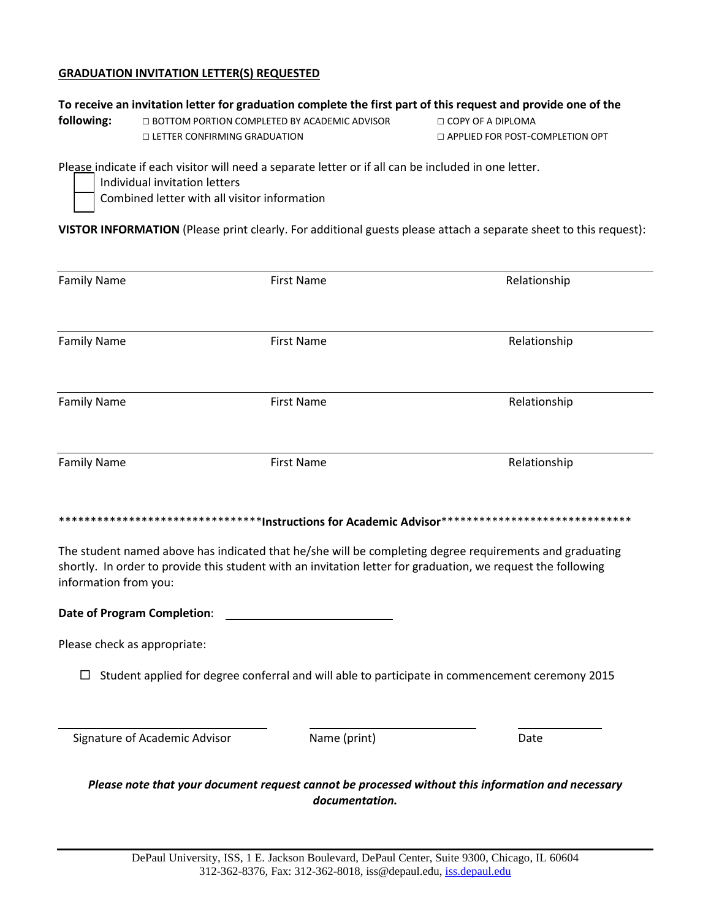**GRADUATION INVITATION LETTER(S) REQUESTED**

**To receive an invitation letter for graduation complete the first part of this request and provide one of the following:**

- □ BOTTOM PORTION COMPLETED BY ACADEMIC ADVISOR
- □ COPY OF A DIPLOMA
- □ LETTER CONFIRMING GRADUATION
- □ APPLIED FOR POST-COMPLETION OPT

Please indicate if each visitor will need a separate letter or if all can be included in one letter.

- ☐ Individual invitation letters
- ☐ Combined letter with all visitor information

**VISTOR INFORMATION** (Please print clearly. For additional guests please attach a separate sheet to this request):

| Family Name | First Name | Relationship |
|---|---|---|
| | | |
| Family Name | First Name | Relationship |
| | | |
| Family Name | First Name | Relationship |
| | | |
| Family Name | First Name | Relationship |

*******************************\*\*Instructions for Academic Advisor\*\*******************************

The student named above has indicated that he/she will be completing degree requirements and graduating shortly. In order to provide this student with an invitation letter for graduation, we request the following information from you:

**Date of Program Completion**: ____________________________

Please check as appropriate:

☐ Student applied for degree conferral and will able to participate in commencement ceremony 2015

___________________________ ___________________________ _____________

Signature of Academic Advisor Name (print) Date

***Please note that your document request cannot be processed without this information and necessary documentation.***

DePaul University, ISS, 1 E. Jackson Boulevard, DePaul Center, Suite 9300, Chicago, IL 60604
312-362-8376, Fax: 312-362-8018, iss@depaul.edu, iss.depaul.edu